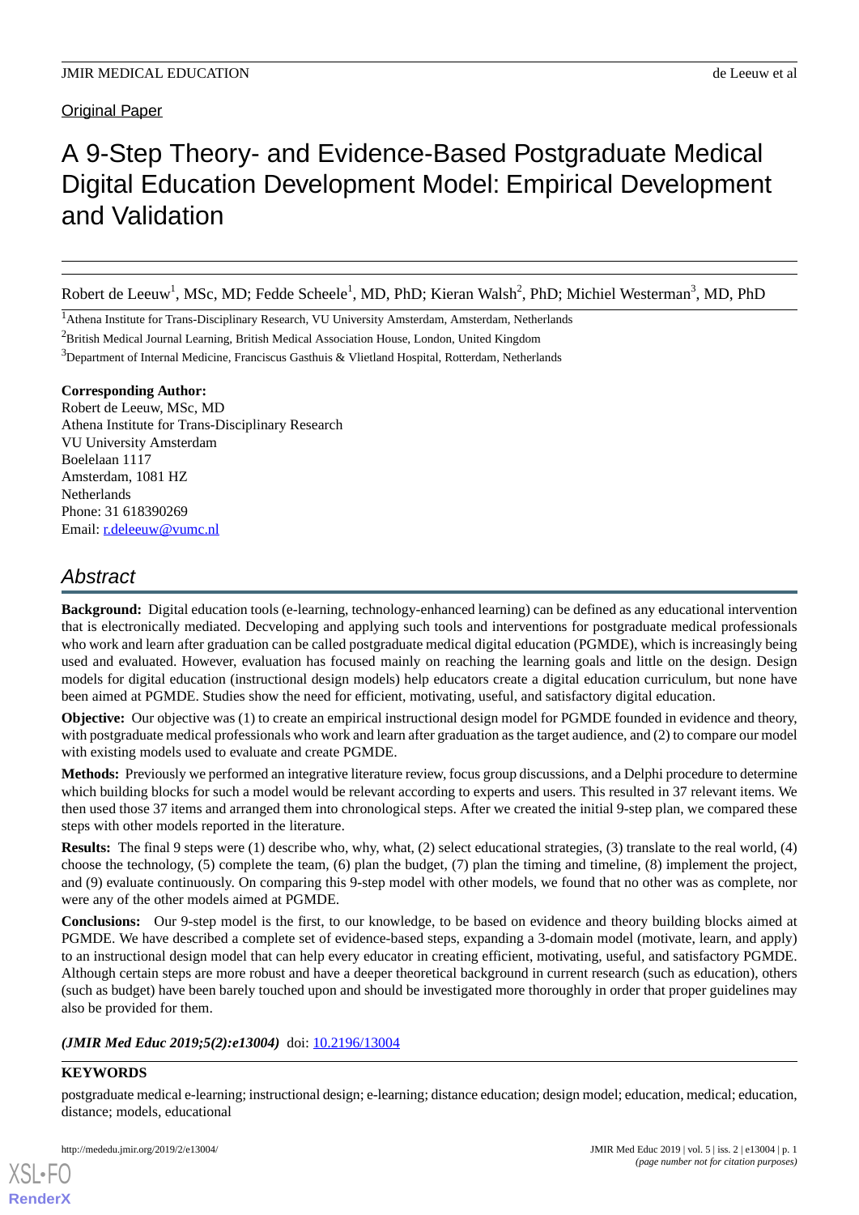Original Paper

# A 9-Step Theory- and Evidence-Based Postgraduate Medical Digital Education Development Model: Empirical Development and Validation

Robert de Leeuw[1], MSc, MD; Fedde Scheele[1], MD, PhD; Kieran Walsh[2], PhD; Michiel Westerman[3], MD, PhD

[1]Athena Institute for Trans-Disciplinary Research, VU University Amsterdam, Amsterdam, Netherlands

[2]British Medical Journal Learning, British Medical Association House, London, United Kingdom

[3]Department of Internal Medicine, Franciscus Gasthuis & Vlietland Hospital, Rotterdam, Netherlands

**Corresponding Author:**
Robert de Leeuw, MSc, MD
Athena Institute for Trans-Disciplinary Research
VU University Amsterdam
Boelelaan 1117
Amsterdam, 1081 HZ
Netherlands
Phone: 31 618390269
Email: r.deleeuw@vumc.nl

## Abstract

**Background:** Digital education tools (e-learning, technology-enhanced learning) can be defined as any educational intervention that is electronically mediated. Decveloping and applying such tools and interventions for postgraduate medical professionals who work and learn after graduation can be called postgraduate medical digital education (PGMDE), which is increasingly being used and evaluated. However, evaluation has focused mainly on reaching the learning goals and little on the design. Design models for digital education (instructional design models) help educators create a digital education curriculum, but none have been aimed at PGMDE. Studies show the need for efficient, motivating, useful, and satisfactory digital education.

**Objective:** Our objective was (1) to create an empirical instructional design model for PGMDE founded in evidence and theory, with postgraduate medical professionals who work and learn after graduation as the target audience, and (2) to compare our model with existing models used to evaluate and create PGMDE.

**Methods:** Previously we performed an integrative literature review, focus group discussions, and a Delphi procedure to determine which building blocks for such a model would be relevant according to experts and users. This resulted in 37 relevant items. We then used those 37 items and arranged them into chronological steps. After we created the initial 9-step plan, we compared these steps with other models reported in the literature.

**Results:** The final 9 steps were (1) describe who, why, what, (2) select educational strategies, (3) translate to the real world, (4) choose the technology, (5) complete the team, (6) plan the budget, (7) plan the timing and timeline, (8) implement the project, and (9) evaluate continuously. On comparing this 9-step model with other models, we found that no other was as complete, nor were any of the other models aimed at PGMDE.

**Conclusions:** Our 9-step model is the first, to our knowledge, to be based on evidence and theory building blocks aimed at PGMDE. We have described a complete set of evidence-based steps, expanding a 3-domain model (motivate, learn, and apply) to an instructional design model that can help every educator in creating efficient, motivating, useful, and satisfactory PGMDE. Although certain steps are more robust and have a deeper theoretical background in current research (such as education), others (such as budget) have been barely touched upon and should be investigated more thoroughly in order that proper guidelines may also be provided for them.

***(JMIR Med Educ 2019;5(2):e13004)*** doi: 10.2196/13004

**KEYWORDS**

postgraduate medical e-learning; instructional design; e-learning; distance education; design model; education, medical; education, distance; models, educational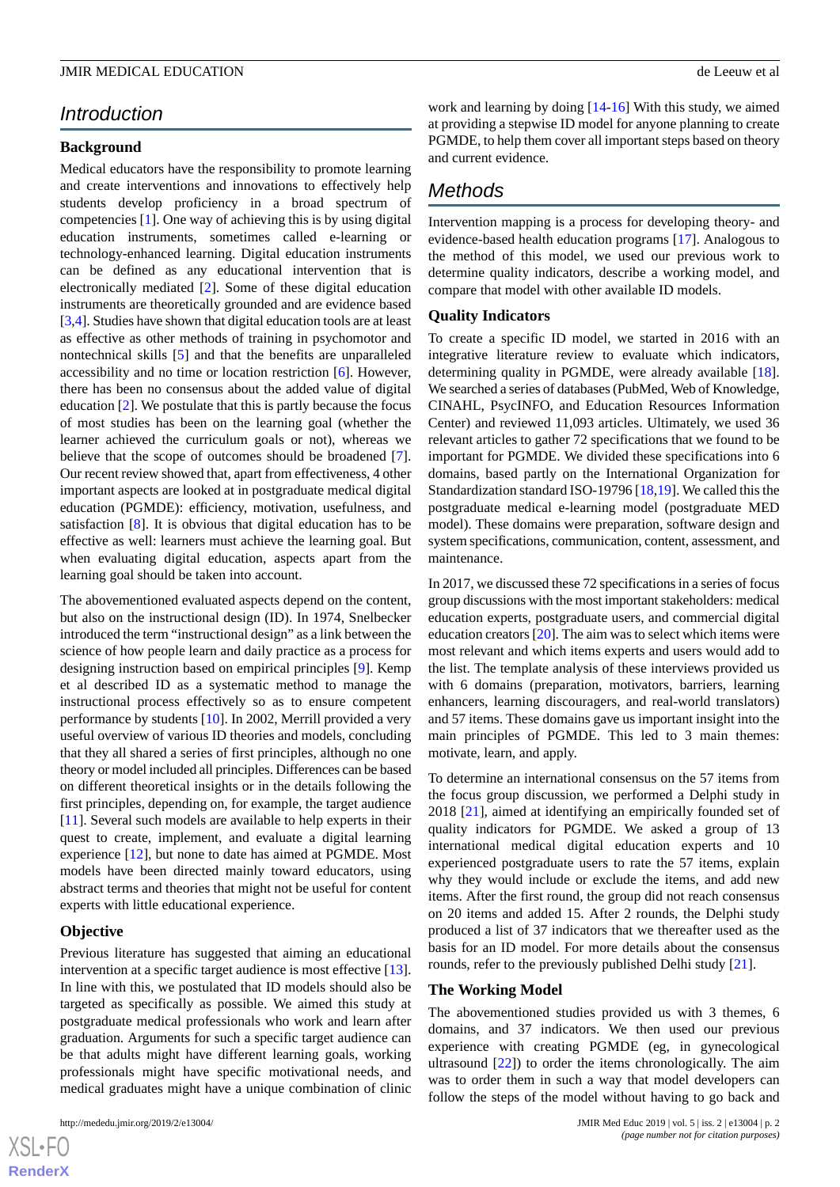## Introduction

### Background

Medical educators have the responsibility to promote learning and create interventions and innovations to effectively help students develop proficiency in a broad spectrum of competencies [1]. One way of achieving this is by using digital education instruments, sometimes called e-learning or technology-enhanced learning. Digital education instruments can be defined as any educational intervention that is electronically mediated [2]. Some of these digital education instruments are theoretically grounded and are evidence based [3,4]. Studies have shown that digital education tools are at least as effective as other methods of training in psychomotor and nontechnical skills [5] and that the benefits are unparalleled accessibility and no time or location restriction [6]. However, there has been no consensus about the added value of digital education [2]. We postulate that this is partly because the focus of most studies has been on the learning goal (whether the learner achieved the curriculum goals or not), whereas we believe that the scope of outcomes should be broadened [7]. Our recent review showed that, apart from effectiveness, 4 other important aspects are looked at in postgraduate medical digital education (PGMDE): efficiency, motivation, usefulness, and satisfaction [8]. It is obvious that digital education has to be effective as well: learners must achieve the learning goal. But when evaluating digital education, aspects apart from the learning goal should be taken into account.

The abovementioned evaluated aspects depend on the content, but also on the instructional design (ID). In 1974, Snelbecker introduced the term “instructional design” as a link between the science of how people learn and daily practice as a process for designing instruction based on empirical principles [9]. Kemp et al described ID as a systematic method to manage the instructional process effectively so as to ensure competent performance by students [10]. In 2002, Merrill provided a very useful overview of various ID theories and models, concluding that they all shared a series of first principles, although no one theory or model included all principles. Differences can be based on different theoretical insights or in the details following the first principles, depending on, for example, the target audience [11]. Several such models are available to help experts in their quest to create, implement, and evaluate a digital learning experience [12], but none to date has aimed at PGMDE. Most models have been directed mainly toward educators, using abstract terms and theories that might not be useful for content experts with little educational experience.

### Objective

Previous literature has suggested that aiming an educational intervention at a specific target audience is most effective [13]. In line with this, we postulated that ID models should also be targeted as specifically as possible. We aimed this study at postgraduate medical professionals who work and learn after graduation. Arguments for such a specific target audience can be that adults might have different learning goals, working professionals might have specific motivational needs, and medical graduates might have a unique combination of clinic work and learning by doing [14-16] With this study, we aimed at providing a stepwise ID model for anyone planning to create PGMDE, to help them cover all important steps based on theory and current evidence.

## Methods

Intervention mapping is a process for developing theory- and evidence-based health education programs [17]. Analogous to the method of this model, we used our previous work to determine quality indicators, describe a working model, and compare that model with other available ID models.

### Quality Indicators

To create a specific ID model, we started in 2016 with an integrative literature review to evaluate which indicators, determining quality in PGMDE, were already available [18]. We searched a series of databases (PubMed, Web of Knowledge, CINAHL, PsycINFO, and Education Resources Information Center) and reviewed 11,093 articles. Ultimately, we used 36 relevant articles to gather 72 specifications that we found to be important for PGMDE. We divided these specifications into 6 domains, based partly on the International Organization for Standardization standard ISO-19796 [18,19]. We called this the postgraduate medical e-learning model (postgraduate MED model). These domains were preparation, software design and system specifications, communication, content, assessment, and maintenance.

In 2017, we discussed these 72 specifications in a series of focus group discussions with the most important stakeholders: medical education experts, postgraduate users, and commercial digital education creators [20]. The aim was to select which items were most relevant and which items experts and users would add to the list. The template analysis of these interviews provided us with 6 domains (preparation, motivators, barriers, learning enhancers, learning discouragers, and real-world translators) and 57 items. These domains gave us important insight into the main principles of PGMDE. This led to 3 main themes: motivate, learn, and apply.

To determine an international consensus on the 57 items from the focus group discussion, we performed a Delphi study in 2018 [21], aimed at identifying an empirically founded set of quality indicators for PGMDE. We asked a group of 13 international medical digital education experts and 10 experienced postgraduate users to rate the 57 items, explain why they would include or exclude the items, and add new items. After the first round, the group did not reach consensus on 20 items and added 15. After 2 rounds, the Delphi study produced a list of 37 indicators that we thereafter used as the basis for an ID model. For more details about the consensus rounds, refer to the previously published Delhi study [21].

### The Working Model

The abovementioned studies provided us with 3 themes, 6 domains, and 37 indicators. We then used our previous experience with creating PGMDE (eg, in gynecological ultrasound [22]) to order the items chronologically. The aim was to order them in such a way that model developers can follow the steps of the model without having to go back and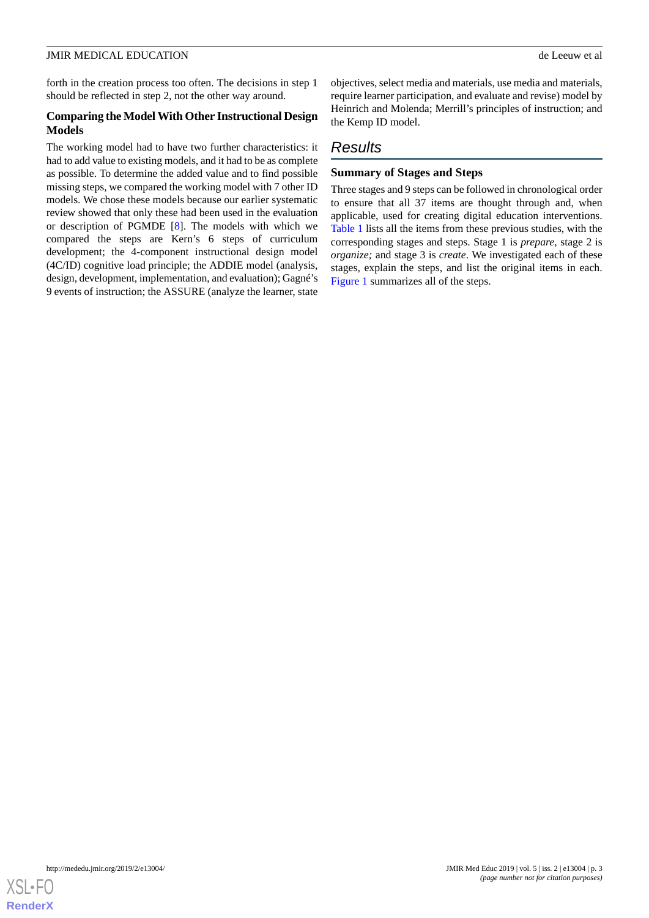forth in the creation process too often. The decisions in step 1 should be reflected in step 2, not the other way around.

### Comparing the Model With Other Instructional Design Models

The working model had to have two further characteristics: it had to add value to existing models, and it had to be as complete as possible. To determine the added value and to find possible missing steps, we compared the working model with 7 other ID models. We chose these models because our earlier systematic review showed that only these had been used in the evaluation or description of PGMDE [8]. The models with which we compared the steps are Kern's 6 steps of curriculum development; the 4-component instructional design model (4C/ID) cognitive load principle; the ADDIE model (analysis, design, development, implementation, and evaluation); Gagné's 9 events of instruction; the ASSURE (analyze the learner, state objectives, select media and materials, use media and materials, require learner participation, and evaluate and revise) model by Heinrich and Molenda; Merrill's principles of instruction; and the Kemp ID model.

## Results

### Summary of Stages and Steps

Three stages and 9 steps can be followed in chronological order to ensure that all 37 items are thought through and, when applicable, used for creating digital education interventions. Table 1 lists all the items from these previous studies, with the corresponding stages and steps. Stage 1 is *prepare*, stage 2 is *organize;* and stage 3 is *create*. We investigated each of these stages, explain the steps, and list the original items in each. Figure 1 summarizes all of the steps.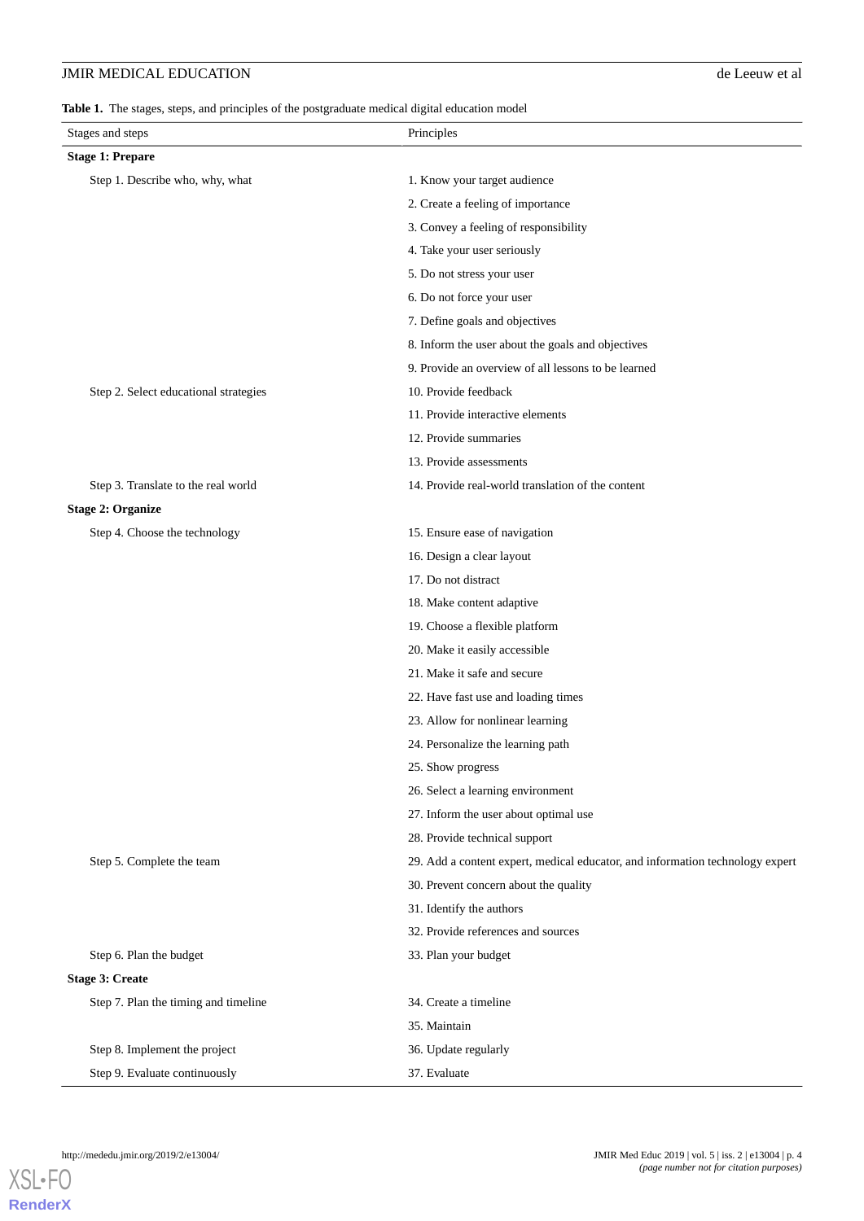**Table 1.** The stages, steps, and principles of the postgraduate medical digital education model

| Stages and steps | Principles |
|---|---|
| **Stage 1: Prepare** | |
| Step 1. Describe who, why, what | 1. Know your target audience |
| | 2. Create a feeling of importance |
| | 3. Convey a feeling of responsibility |
| | 4. Take your user seriously |
| | 5. Do not stress your user |
| | 6. Do not force your user |
| | 7. Define goals and objectives |
| | 8. Inform the user about the goals and objectives |
| | 9. Provide an overview of all lessons to be learned |
| Step 2. Select educational strategies | 10. Provide feedback |
| | 11. Provide interactive elements |
| | 12. Provide summaries |
| | 13. Provide assessments |
| Step 3. Translate to the real world | 14. Provide real-world translation of the content |
| **Stage 2: Organize** | |
| Step 4. Choose the technology | 15. Ensure ease of navigation |
| | 16. Design a clear layout |
| | 17. Do not distract |
| | 18. Make content adaptive |
| | 19. Choose a flexible platform |
| | 20. Make it easily accessible |
| | 21. Make it safe and secure |
| | 22. Have fast use and loading times |
| | 23. Allow for nonlinear learning |
| | 24. Personalize the learning path |
| | 25. Show progress |
| | 26. Select a learning environment |
| | 27. Inform the user about optimal use |
| | 28. Provide technical support |
| Step 5. Complete the team | 29. Add a content expert, medical educator, and information technology expert |
| | 30. Prevent concern about the quality |
| | 31. Identify the authors |
| | 32. Provide references and sources |
| Step 6. Plan the budget | 33. Plan your budget |
| **Stage 3: Create** | |
| Step 7. Plan the timing and timeline | 34. Create a timeline |
| | 35. Maintain |
| Step 8. Implement the project | 36. Update regularly |
| Step 9. Evaluate continuously | 37. Evaluate |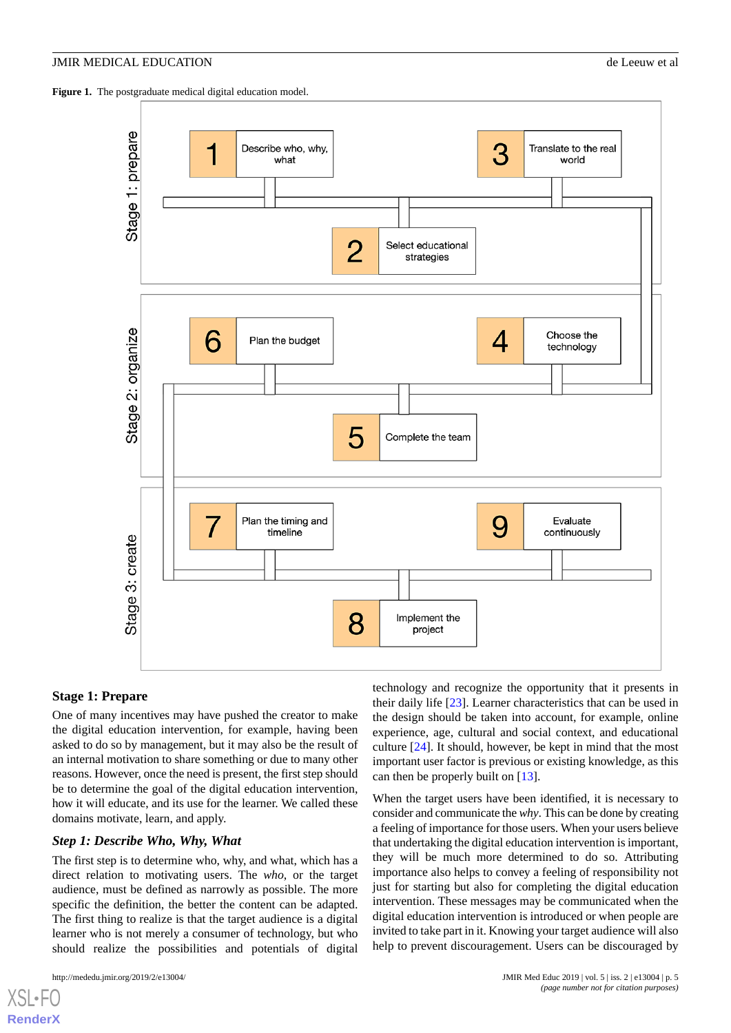**Figure 1.** The postgraduate medical digital education model.

Stage 1: prepare

1 Describe who, why, what

2 Select educational strategies

3 Translate to the real world

Stage 2: organize

4 Choose the technology

5 Complete the team

6 Plan the budget

Stage 3: create

7 Plan the timing and timeline

8 Implement the project

9 Evaluate continuously

## Stage 1: Prepare

One of many incentives may have pushed the creator to make the digital education intervention, for example, having been asked to do so by management, but it may also be the result of an internal motivation to share something or due to many other reasons. However, once the need is present, the first step should be to determine the goal of the digital education intervention, how it will educate, and its use for the learner. We called these domains motivate, learn, and apply.

### *Step 1: Describe Who, Why, What*

The first step is to determine who, why, and what, which has a direct relation to motivating users. The *who*, or the target audience, must be defined as narrowly as possible. The more specific the definition, the better the content can be adapted. The first thing to realize is that the target audience is a digital learner who is not merely a consumer of technology, but who should realize the possibilities and potentials of digital technology and recognize the opportunity that it presents in their daily life [23]. Learner characteristics that can be used in the design should be taken into account, for example, online experience, age, cultural and social context, and educational culture [24]. It should, however, be kept in mind that the most important user factor is previous or existing knowledge, as this can then be properly built on [13].

When the target users have been identified, it is necessary to consider and communicate the *why*. This can be done by creating a feeling of importance for those users. When your users believe that undertaking the digital education intervention is important, they will be much more determined to do so. Attributing importance also helps to convey a feeling of responsibility not just for starting but also for completing the digital education intervention. These messages may be communicated when the digital education intervention is introduced or when people are invited to take part in it. Knowing your target audience will also help to prevent discouragement. Users can be discouraged by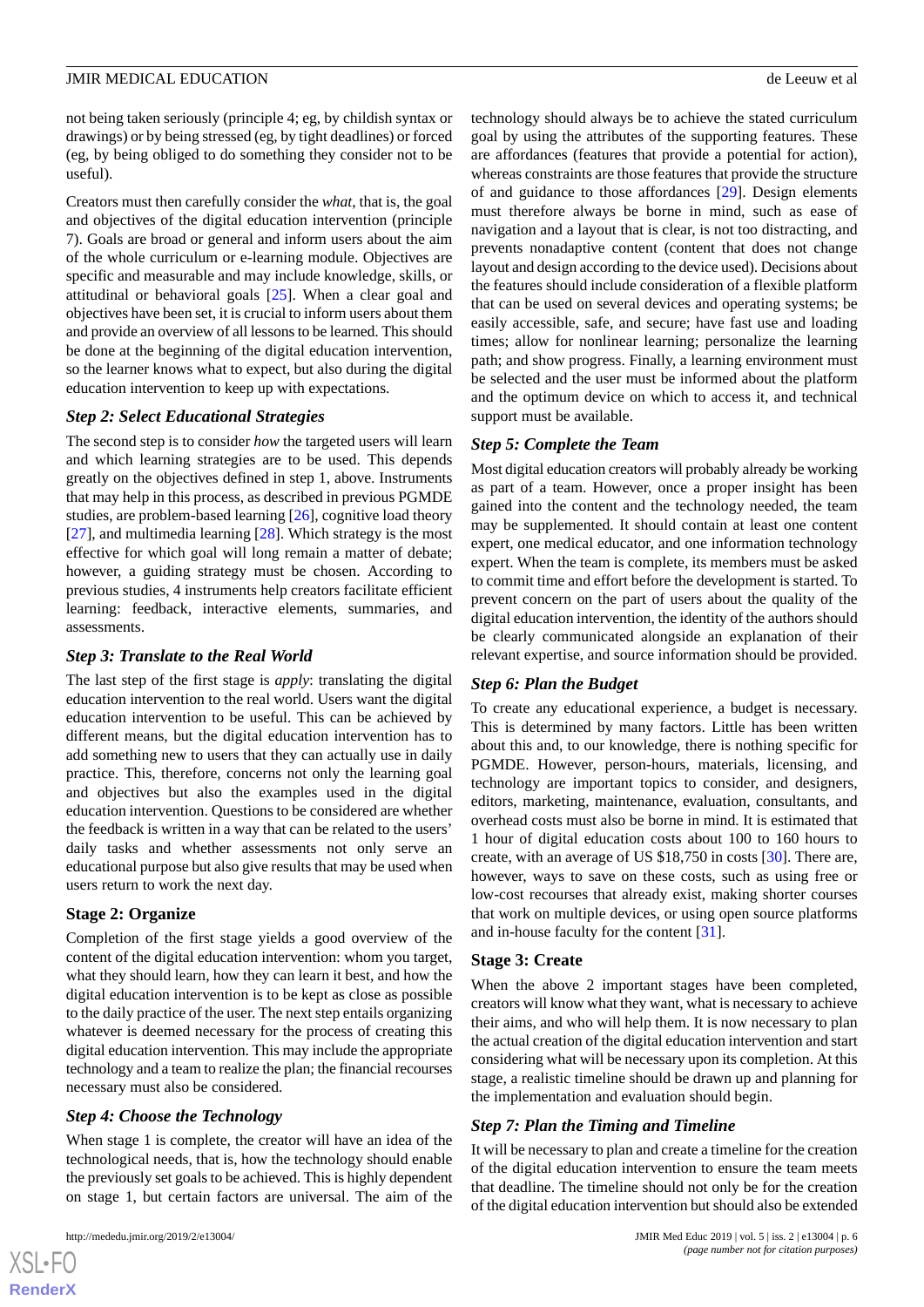not being taken seriously (principle 4; eg, by childish syntax or drawings) or by being stressed (eg, by tight deadlines) or forced (eg, by being obliged to do something they consider not to be useful).

Creators must then carefully consider the *what*, that is, the goal and objectives of the digital education intervention (principle 7). Goals are broad or general and inform users about the aim of the whole curriculum or e-learning module. Objectives are specific and measurable and may include knowledge, skills, or attitudinal or behavioral goals [25]. When a clear goal and objectives have been set, it is crucial to inform users about them and provide an overview of all lessons to be learned. This should be done at the beginning of the digital education intervention, so the learner knows what to expect, but also during the digital education intervention to keep up with expectations.

### *Step 2: Select Educational Strategies*

The second step is to consider *how* the targeted users will learn and which learning strategies are to be used. This depends greatly on the objectives defined in step 1, above. Instruments that may help in this process, as described in previous PGMDE studies, are problem-based learning [26], cognitive load theory [27], and multimedia learning [28]. Which strategy is the most effective for which goal will long remain a matter of debate; however, a guiding strategy must be chosen. According to previous studies, 4 instruments help creators facilitate efficient learning: feedback, interactive elements, summaries, and assessments.

### *Step 3: Translate to the Real World*

The last step of the first stage is *apply*: translating the digital education intervention to the real world. Users want the digital education intervention to be useful. This can be achieved by different means, but the digital education intervention has to add something new to users that they can actually use in daily practice. This, therefore, concerns not only the learning goal and objectives but also the examples used in the digital education intervention. Questions to be considered are whether the feedback is written in a way that can be related to the users' daily tasks and whether assessments not only serve an educational purpose but also give results that may be used when users return to work the next day.

## Stage 2: Organize

Completion of the first stage yields a good overview of the content of the digital education intervention: whom you target, what they should learn, how they can learn it best, and how the digital education intervention is to be kept as close as possible to the daily practice of the user. The next step entails organizing whatever is deemed necessary for the process of creating this digital education intervention. This may include the appropriate technology and a team to realize the plan; the financial recourses necessary must also be considered.

### *Step 4: Choose the Technology*

When stage 1 is complete, the creator will have an idea of the technological needs, that is, how the technology should enable the previously set goals to be achieved. This is highly dependent on stage 1, but certain factors are universal. The aim of the technology should always be to achieve the stated curriculum goal by using the attributes of the supporting features. These are affordances (features that provide a potential for action), whereas constraints are those features that provide the structure of and guidance to those affordances [29]. Design elements must therefore always be borne in mind, such as ease of navigation and a layout that is clear, is not too distracting, and prevents nonadaptive content (content that does not change layout and design according to the device used). Decisions about the features should include consideration of a flexible platform that can be used on several devices and operating systems; be easily accessible, safe, and secure; have fast use and loading times; allow for nonlinear learning; personalize the learning path; and show progress. Finally, a learning environment must be selected and the user must be informed about the platform and the optimum device on which to access it, and technical support must be available.

### *Step 5: Complete the Team*

Most digital education creators will probably already be working as part of a team. However, once a proper insight has been gained into the content and the technology needed, the team may be supplemented. It should contain at least one content expert, one medical educator, and one information technology expert. When the team is complete, its members must be asked to commit time and effort before the development is started. To prevent concern on the part of users about the quality of the digital education intervention, the identity of the authors should be clearly communicated alongside an explanation of their relevant expertise, and source information should be provided.

### *Step 6: Plan the Budget*

To create any educational experience, a budget is necessary. This is determined by many factors. Little has been written about this and, to our knowledge, there is nothing specific for PGMDE. However, person-hours, materials, licensing, and technology are important topics to consider, and designers, editors, marketing, maintenance, evaluation, consultants, and overhead costs must also be borne in mind. It is estimated that 1 hour of digital education costs about 100 to 160 hours to create, with an average of US $18,750 in costs [30]. There are, however, ways to save on these costs, such as using free or low-cost recourses that already exist, making shorter courses that work on multiple devices, or using open source platforms and in-house faculty for the content [31].

## Stage 3: Create

When the above 2 important stages have been completed, creators will know what they want, what is necessary to achieve their aims, and who will help them. It is now necessary to plan the actual creation of the digital education intervention and start considering what will be necessary upon its completion. At this stage, a realistic timeline should be drawn up and planning for the implementation and evaluation should begin.

### *Step 7: Plan the Timing and Timeline*

It will be necessary to plan and create a timeline for the creation of the digital education intervention to ensure the team meets that deadline. The timeline should not only be for the creation of the digital education intervention but should also be extended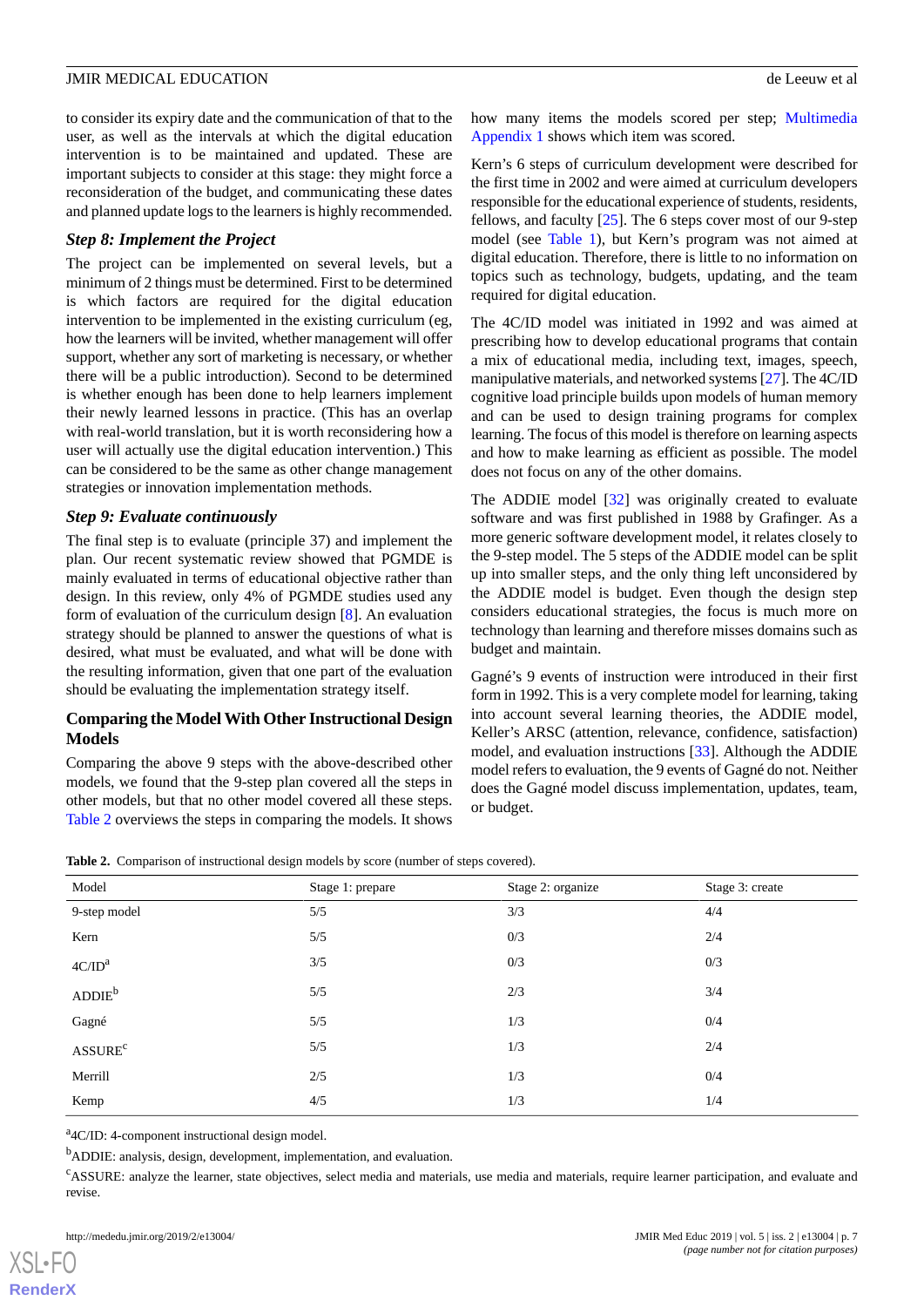to consider its expiry date and the communication of that to the user, as well as the intervals at which the digital education intervention is to be maintained and updated. These are important subjects to consider at this stage: they might force a reconsideration of the budget, and communicating these dates and planned update logs to the learners is highly recommended.

### *Step 8: Implement the Project*

The project can be implemented on several levels, but a minimum of 2 things must be determined. First to be determined is which factors are required for the digital education intervention to be implemented in the existing curriculum (eg, how the learners will be invited, whether management will offer support, whether any sort of marketing is necessary, or whether there will be a public introduction). Second to be determined is whether enough has been done to help learners implement their newly learned lessons in practice. (This has an overlap with real-world translation, but it is worth reconsidering how a user will actually use the digital education intervention.) This can be considered to be the same as other change management strategies or innovation implementation methods.

### *Step 9: Evaluate continuously*

The final step is to evaluate (principle 37) and implement the plan. Our recent systematic review showed that PGMDE is mainly evaluated in terms of educational objective rather than design. In this review, only 4% of PGMDE studies used any form of evaluation of the curriculum design [8]. An evaluation strategy should be planned to answer the questions of what is desired, what must be evaluated, and what will be done with the resulting information, given that one part of the evaluation should be evaluating the implementation strategy itself.

## Comparing the Model With Other Instructional Design Models

Comparing the above 9 steps with the above-described other models, we found that the 9-step plan covered all the steps in other models, but that no other model covered all these steps. Table 2 overviews the steps in comparing the models. It shows how many items the models scored per step; Multimedia Appendix 1 shows which item was scored.

Kern's 6 steps of curriculum development were described for the first time in 2002 and were aimed at curriculum developers responsible for the educational experience of students, residents, fellows, and faculty [25]. The 6 steps cover most of our 9-step model (see Table 1), but Kern's program was not aimed at digital education. Therefore, there is little to no information on topics such as technology, budgets, updating, and the team required for digital education.

The 4C/ID model was initiated in 1992 and was aimed at prescribing how to develop educational programs that contain a mix of educational media, including text, images, speech, manipulative materials, and networked systems [27]. The 4C/ID cognitive load principle builds upon models of human memory and can be used to design training programs for complex learning. The focus of this model is therefore on learning aspects and how to make learning as efficient as possible. The model does not focus on any of the other domains.

The ADDIE model [32] was originally created to evaluate software and was first published in 1988 by Grafinger. As a more generic software development model, it relates closely to the 9-step model. The 5 steps of the ADDIE model can be split up into smaller steps, and the only thing left unconsidered by the ADDIE model is budget. Even though the design step considers educational strategies, the focus is much more on technology than learning and therefore misses domains such as budget and maintain.

Gagné's 9 events of instruction were introduced in their first form in 1992. This is a very complete model for learning, taking into account several learning theories, the ADDIE model, Keller's ARSC (attention, relevance, confidence, satisfaction) model, and evaluation instructions [33]. Although the ADDIE model refers to evaluation, the 9 events of Gagné do not. Neither does the Gagné model discuss implementation, updates, team, or budget.

**Table 2.** Comparison of instructional design models by score (number of steps covered).

| Model | Stage 1: prepare | Stage 2: organize | Stage 3: create |
|---|---|---|---|
| 9-step model | 5/5 | 3/3 | 4/4 |
| Kern | 5/5 | 0/3 | 2/4 |
| 4C/ID[a] | 3/5 | 0/3 | 0/3 |
| ADDIE[b] | 5/5 | 2/3 | 3/4 |
| Gagné | 5/5 | 1/3 | 0/4 |
| ASSURE[c] | 5/5 | 1/3 | 2/4 |
| Merrill | 2/5 | 1/3 | 0/4 |
| Kemp | 4/5 | 1/3 | 1/4 |

[a]4C/ID: 4-component instructional design model.

[b]ADDIE: analysis, design, development, implementation, and evaluation.

[c]ASSURE: analyze the learner, state objectives, select media and materials, use media and materials, require learner participation, and evaluate and revise.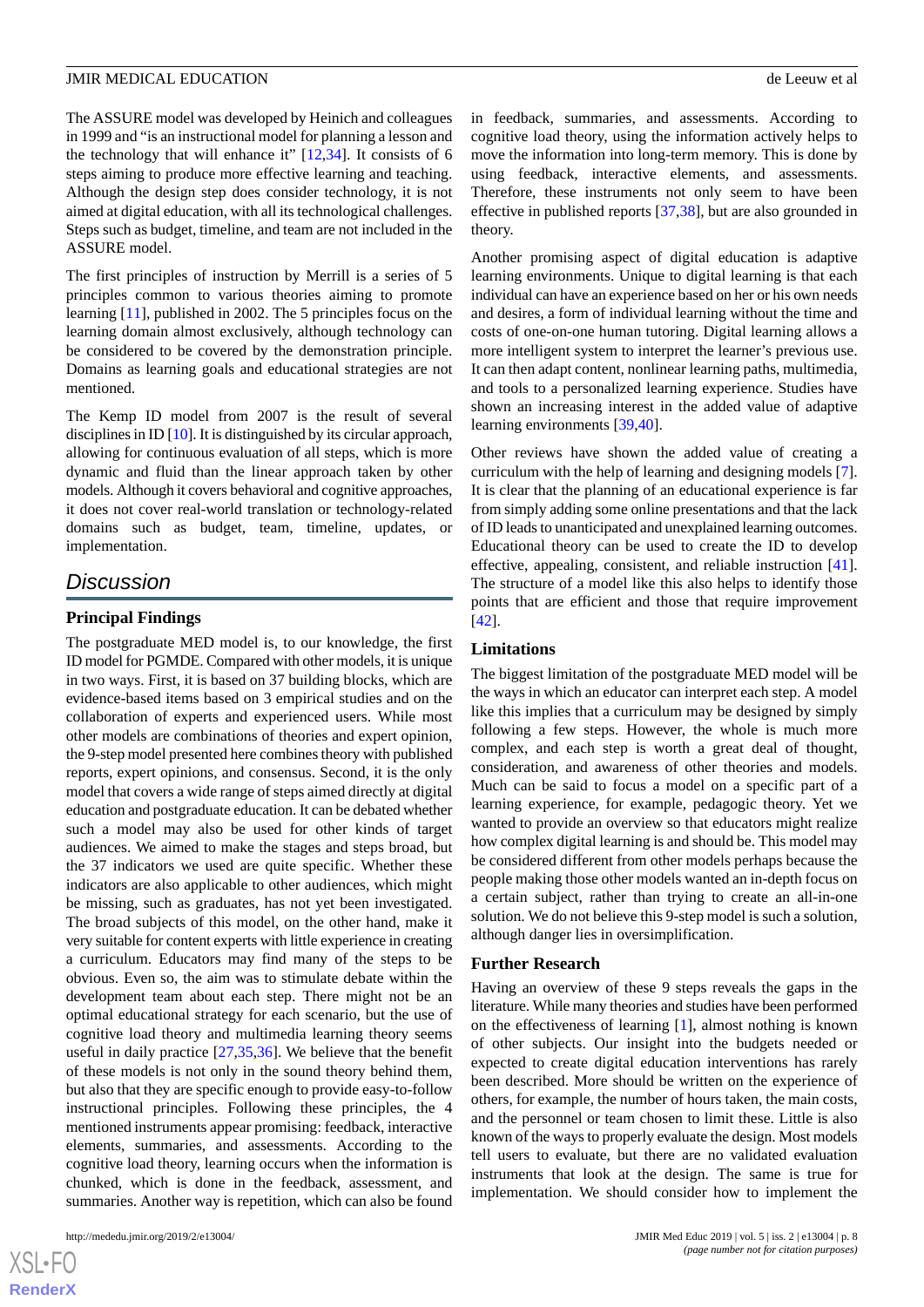The ASSURE model was developed by Heinich and colleagues in 1999 and "is an instructional model for planning a lesson and the technology that will enhance it" [12,34]. It consists of 6 steps aiming to produce more effective learning and teaching. Although the design step does consider technology, it is not aimed at digital education, with all its technological challenges. Steps such as budget, timeline, and team are not included in the ASSURE model.

The first principles of instruction by Merrill is a series of 5 principles common to various theories aiming to promote learning [11], published in 2002. The 5 principles focus on the learning domain almost exclusively, although technology can be considered to be covered by the demonstration principle. Domains as learning goals and educational strategies are not mentioned.

The Kemp ID model from 2007 is the result of several disciplines in ID [10]. It is distinguished by its circular approach, allowing for continuous evaluation of all steps, which is more dynamic and fluid than the linear approach taken by other models. Although it covers behavioral and cognitive approaches, it does not cover real-world translation or technology-related domains such as budget, team, timeline, updates, or implementation.

## Discussion

### Principal Findings

The postgraduate MED model is, to our knowledge, the first ID model for PGMDE. Compared with other models, it is unique in two ways. First, it is based on 37 building blocks, which are evidence-based items based on 3 empirical studies and on the collaboration of experts and experienced users. While most other models are combinations of theories and expert opinion, the 9-step model presented here combines theory with published reports, expert opinions, and consensus. Second, it is the only model that covers a wide range of steps aimed directly at digital education and postgraduate education. It can be debated whether such a model may also be used for other kinds of target audiences. We aimed to make the stages and steps broad, but the 37 indicators we used are quite specific. Whether these indicators are also applicable to other audiences, which might be missing, such as graduates, has not yet been investigated. The broad subjects of this model, on the other hand, make it very suitable for content experts with little experience in creating a curriculum. Educators may find many of the steps to be obvious. Even so, the aim was to stimulate debate within the development team about each step. There might not be an optimal educational strategy for each scenario, but the use of cognitive load theory and multimedia learning theory seems useful in daily practice [27,35,36]. We believe that the benefit of these models is not only in the sound theory behind them, but also that they are specific enough to provide easy-to-follow instructional principles. Following these principles, the 4 mentioned instruments appear promising: feedback, interactive elements, summaries, and assessments. According to the cognitive load theory, learning occurs when the information is chunked, which is done in the feedback, assessment, and summaries. Another way is repetition, which can also be found in feedback, summaries, and assessments. According to cognitive load theory, using the information actively helps to move the information into long-term memory. This is done by using feedback, interactive elements, and assessments. Therefore, these instruments not only seem to have been effective in published reports [37,38], but are also grounded in theory.

Another promising aspect of digital education is adaptive learning environments. Unique to digital learning is that each individual can have an experience based on her or his own needs and desires, a form of individual learning without the time and costs of one-on-one human tutoring. Digital learning allows a more intelligent system to interpret the learner's previous use. It can then adapt content, nonlinear learning paths, multimedia, and tools to a personalized learning experience. Studies have shown an increasing interest in the added value of adaptive learning environments [39,40].

Other reviews have shown the added value of creating a curriculum with the help of learning and designing models [7]. It is clear that the planning of an educational experience is far from simply adding some online presentations and that the lack of ID leads to unanticipated and unexplained learning outcomes. Educational theory can be used to create the ID to develop effective, appealing, consistent, and reliable instruction [41]. The structure of a model like this also helps to identify those points that are efficient and those that require improvement [42].

### Limitations

The biggest limitation of the postgraduate MED model will be the ways in which an educator can interpret each step. A model like this implies that a curriculum may be designed by simply following a few steps. However, the whole is much more complex, and each step is worth a great deal of thought, consideration, and awareness of other theories and models. Much can be said to focus a model on a specific part of a learning experience, for example, pedagogic theory. Yet we wanted to provide an overview so that educators might realize how complex digital learning is and should be. This model may be considered different from other models perhaps because the people making those other models wanted an in-depth focus on a certain subject, rather than trying to create an all-in-one solution. We do not believe this 9-step model is such a solution, although danger lies in oversimplification.

### Further Research

Having an overview of these 9 steps reveals the gaps in the literature. While many theories and studies have been performed on the effectiveness of learning [1], almost nothing is known of other subjects. Our insight into the budgets needed or expected to create digital education interventions has rarely been described. More should be written on the experience of others, for example, the number of hours taken, the main costs, and the personnel or team chosen to limit these. Little is also known of the ways to properly evaluate the design. Most models tell users to evaluate, but there are no validated evaluation instruments that look at the design. The same is true for implementation. We should consider how to implement the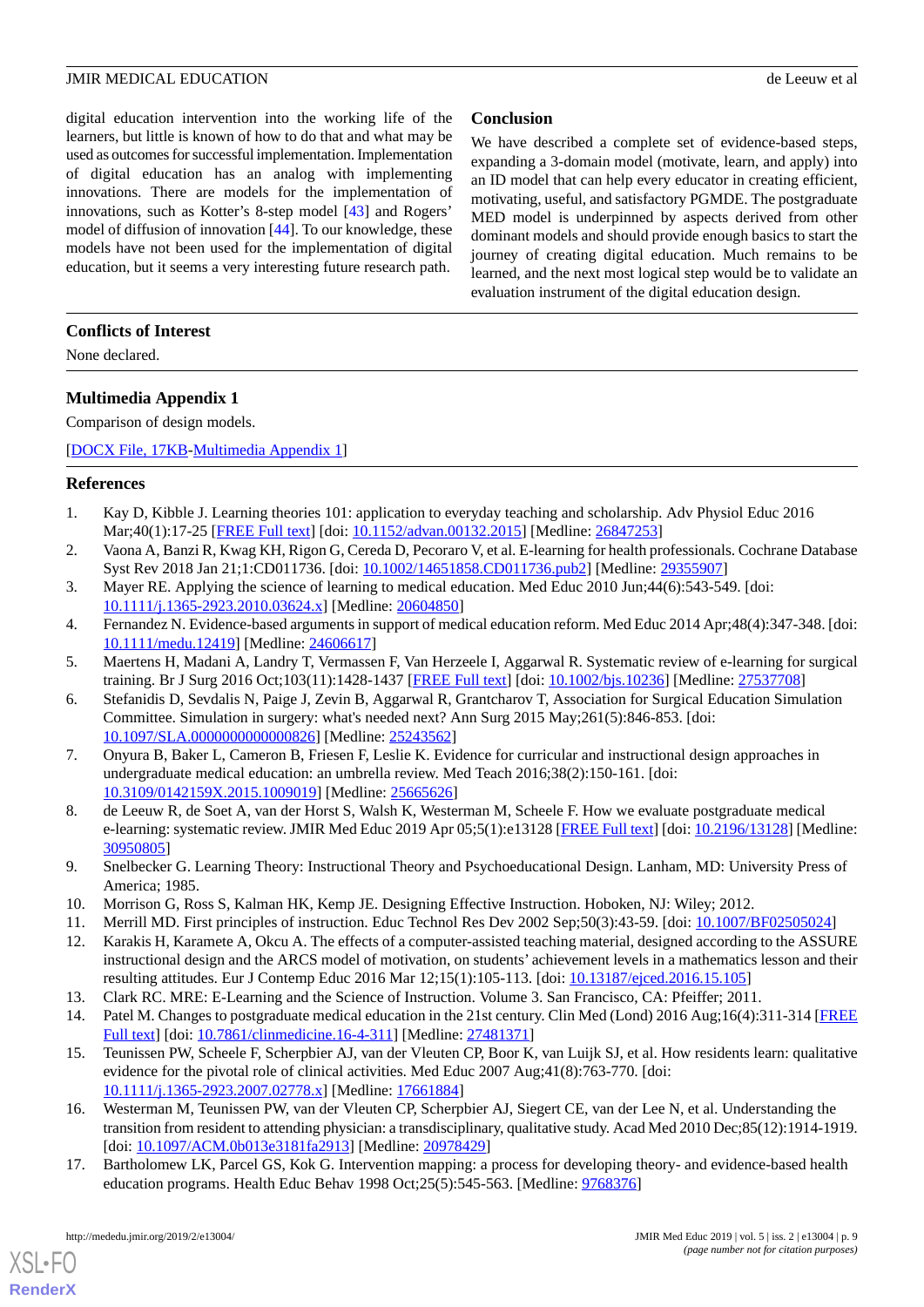digital education intervention into the working life of the learners, but little is known of how to do that and what may be used as outcomes for successful implementation. Implementation of digital education has an analog with implementing innovations. There are models for the implementation of innovations, such as Kotter's 8-step model [43] and Rogers' model of diffusion of innovation [44]. To our knowledge, these models have not been used for the implementation of digital education, but it seems a very interesting future research path.

## Conclusion

We have described a complete set of evidence-based steps, expanding a 3-domain model (motivate, learn, and apply) into an ID model that can help every educator in creating efficient, motivating, useful, and satisfactory PGMDE. The postgraduate MED model is underpinned by aspects derived from other dominant models and should provide enough basics to start the journey of creating digital education. Much remains to be learned, and the next most logical step would be to validate an evaluation instrument of the digital education design.

## Conflicts of Interest

None declared.

## Multimedia Appendix 1

Comparison of design models.

[DOCX File, 17KB-Multimedia Appendix 1]

## References

1. Kay D, Kibble J. Learning theories 101: application to everyday teaching and scholarship. Adv Physiol Educ 2016 Mar;40(1):17-25 [FREE Full text] [doi: 10.1152/advan.00132.2015] [Medline: 26847253]
2. Vaona A, Banzi R, Kwag KH, Rigon G, Cereda D, Pecoraro V, et al. E-learning for health professionals. Cochrane Database Syst Rev 2018 Jan 21;1:CD011736. [doi: 10.1002/14651858.CD011736.pub2] [Medline: 29355907]
3. Mayer RE. Applying the science of learning to medical education. Med Educ 2010 Jun;44(6):543-549. [doi: 10.1111/j.1365-2923.2010.03624.x] [Medline: 20604850]
4. Fernandez N. Evidence-based arguments in support of medical education reform. Med Educ 2014 Apr;48(4):347-348. [doi: 10.1111/medu.12419] [Medline: 24606617]
5. Maertens H, Madani A, Landry T, Vermassen F, Van Herzeele I, Aggarwal R. Systematic review of e-learning for surgical training. Br J Surg 2016 Oct;103(11):1428-1437 [FREE Full text] [doi: 10.1002/bjs.10236] [Medline: 27537708]
6. Stefanidis D, Sevdalis N, Paige J, Zevin B, Aggarwal R, Grantcharov T, Association for Surgical Education Simulation Committee. Simulation in surgery: what's needed next? Ann Surg 2015 May;261(5):846-853. [doi: 10.1097/SLA.0000000000000826] [Medline: 25243562]
7. Onyura B, Baker L, Cameron B, Friesen F, Leslie K. Evidence for curricular and instructional design approaches in undergraduate medical education: an umbrella review. Med Teach 2016;38(2):150-161. [doi: 10.3109/0142159X.2015.1009019] [Medline: 25665626]
8. de Leeuw R, de Soet A, van der Horst S, Walsh K, Westerman M, Scheele F. How we evaluate postgraduate medical e-learning: systematic review. JMIR Med Educ 2019 Apr 05;5(1):e13128 [FREE Full text] [doi: 10.2196/13128] [Medline: 30950805]
9. Snelbecker G. Learning Theory: Instructional Theory and Psychoeducational Design. Lanham, MD: University Press of America; 1985.
10. Morrison G, Ross S, Kalman HK, Kemp JE. Designing Effective Instruction. Hoboken, NJ: Wiley; 2012.
11. Merrill MD. First principles of instruction. Educ Technol Res Dev 2002 Sep;50(3):43-59. [doi: 10.1007/BF02505024]
12. Karakis H, Karamete A, Okcu A. The effects of a computer-assisted teaching material, designed according to the ASSURE instructional design and the ARCS model of motivation, on students' achievement levels in a mathematics lesson and their resulting attitudes. Eur J Contemp Educ 2016 Mar 12;15(1):105-113. [doi: 10.13187/ejced.2016.15.105]
13. Clark RC. MRE: E-Learning and the Science of Instruction. Volume 3. San Francisco, CA: Pfeiffer; 2011.
14. Patel M. Changes to postgraduate medical education in the 21st century. Clin Med (Lond) 2016 Aug;16(4):311-314 [FREE Full text] [doi: 10.7861/clinmedicine.16-4-311] [Medline: 27481371]
15. Teunissen PW, Scheele F, Scherpbier AJ, van der Vleuten CP, Boor K, van Luijk SJ, et al. How residents learn: qualitative evidence for the pivotal role of clinical activities. Med Educ 2007 Aug;41(8):763-770. [doi: 10.1111/j.1365-2923.2007.02778.x] [Medline: 17661884]
16. Westerman M, Teunissen PW, van der Vleuten CP, Scherpbier AJ, Siegert CE, van der Lee N, et al. Understanding the transition from resident to attending physician: a transdisciplinary, qualitative study. Acad Med 2010 Dec;85(12):1914-1919. [doi: 10.1097/ACM.0b013e3181fa2913] [Medline: 20978429]
17. Bartholomew LK, Parcel GS, Kok G. Intervention mapping: a process for developing theory- and evidence-based health education programs. Health Educ Behav 1998 Oct;25(5):545-563. [Medline: 9768376]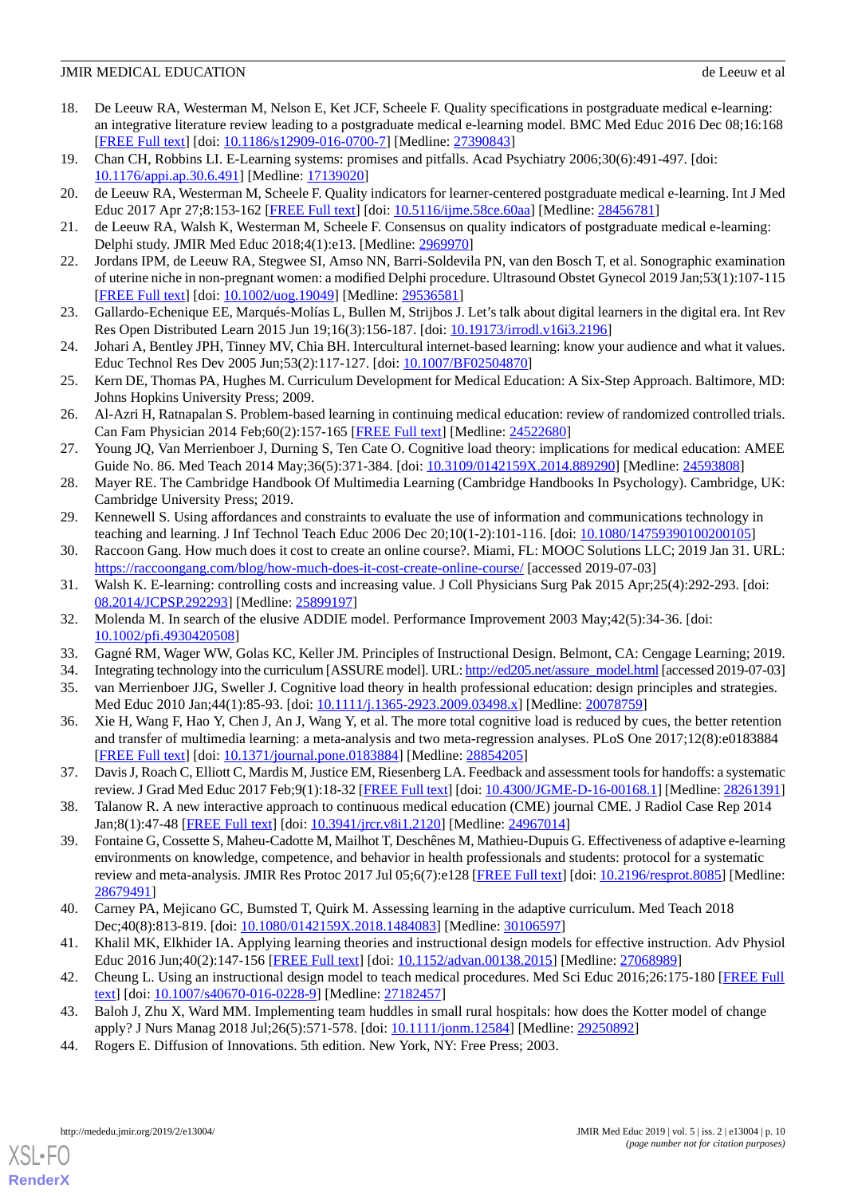18. De Leeuw RA, Westerman M, Nelson E, Ket JCF, Scheele F. Quality specifications in postgraduate medical e-learning: an integrative literature review leading to a postgraduate medical e-learning model. BMC Med Educ 2016 Dec 08;16:168 [FREE Full text] [doi: 10.1186/s12909-016-0700-7] [Medline: 27390843]
19. Chan CH, Robbins LI. E-Learning systems: promises and pitfalls. Acad Psychiatry 2006;30(6):491-497. [doi: 10.1176/appi.ap.30.6.491] [Medline: 17139020]
20. de Leeuw RA, Westerman M, Scheele F. Quality indicators for learner-centered postgraduate medical e-learning. Int J Med Educ 2017 Apr 27;8:153-162 [FREE Full text] [doi: 10.5116/ijme.58ce.60aa] [Medline: 28456781]
21. de Leeuw RA, Walsh K, Westerman M, Scheele F. Consensus on quality indicators of postgraduate medical e-learning: Delphi study. JMIR Med Educ 2018;4(1):e13. [Medline: 2969970]
22. Jordans IPM, de Leeuw RA, Stegwee SI, Amso NN, Barri-Soldevila PN, van den Bosch T, et al. Sonographic examination of uterine niche in non-pregnant women: a modified Delphi procedure. Ultrasound Obstet Gynecol 2019 Jan;53(1):107-115 [FREE Full text] [doi: 10.1002/uog.19049] [Medline: 29536581]
23. Gallardo-Echenique EE, Marqués-Molías L, Bullen M, Strijbos J. Let's talk about digital learners in the digital era. Int Rev Res Open Distributed Learn 2015 Jun 19;16(3):156-187. [doi: 10.19173/irrodl.v16i3.2196]
24. Johari A, Bentley JPH, Tinney MV, Chia BH. Intercultural internet-based learning: know your audience and what it values. Educ Technol Res Dev 2005 Jun;53(2):117-127. [doi: 10.1007/BF02504870]
25. Kern DE, Thomas PA, Hughes M. Curriculum Development for Medical Education: A Six-Step Approach. Baltimore, MD: Johns Hopkins University Press; 2009.
26. Al-Azri H, Ratnapalan S. Problem-based learning in continuing medical education: review of randomized controlled trials. Can Fam Physician 2014 Feb;60(2):157-165 [FREE Full text] [Medline: 24522680]
27. Young JQ, Van Merrienboer J, Durning S, Ten Cate O. Cognitive load theory: implications for medical education: AMEE Guide No. 86. Med Teach 2014 May;36(5):371-384. [doi: 10.3109/0142159X.2014.889290] [Medline: 24593808]
28. Mayer RE. The Cambridge Handbook Of Multimedia Learning (Cambridge Handbooks In Psychology). Cambridge, UK: Cambridge University Press; 2019.
29. Kennewell S. Using affordances and constraints to evaluate the use of information and communications technology in teaching and learning. J Inf Technol Teach Educ 2006 Dec 20;10(1-2):101-116. [doi: 10.1080/14759390100200105]
30. Raccoon Gang. How much does it cost to create an online course?. Miami, FL: MOOC Solutions LLC; 2019 Jan 31. URL: https://raccoongang.com/blog/how-much-does-it-cost-create-online-course/ [accessed 2019-07-03]
31. Walsh K. E-learning: controlling costs and increasing value. J Coll Physicians Surg Pak 2015 Apr;25(4):292-293. [doi: 08.2014/JCPSP.292293] [Medline: 25899197]
32. Molenda M. In search of the elusive ADDIE model. Performance Improvement 2003 May;42(5):34-36. [doi: 10.1002/pfi.4930420508]
33. Gagné RM, Wager WW, Golas KC, Keller JM. Principles of Instructional Design. Belmont, CA: Cengage Learning; 2019.
34. Integrating technology into the curriculum [ASSURE model]. URL: http://ed205.net/assure_model.html [accessed 2019-07-03]
35. van Merrienboer JJG, Sweller J. Cognitive load theory in health professional education: design principles and strategies. Med Educ 2010 Jan;44(1):85-93. [doi: 10.1111/j.1365-2923.2009.03498.x] [Medline: 20078759]
36. Xie H, Wang F, Hao Y, Chen J, An J, Wang Y, et al. The more total cognitive load is reduced by cues, the better retention and transfer of multimedia learning: a meta-analysis and two meta-regression analyses. PLoS One 2017;12(8):e0183884 [FREE Full text] [doi: 10.1371/journal.pone.0183884] [Medline: 28854205]
37. Davis J, Roach C, Elliott C, Mardis M, Justice EM, Riesenberg LA. Feedback and assessment tools for handoffs: a systematic review. J Grad Med Educ 2017 Feb;9(1):18-32 [FREE Full text] [doi: 10.4300/JGME-D-16-00168.1] [Medline: 28261391]
38. Talanow R. A new interactive approach to continuous medical education (CME) journal CME. J Radiol Case Rep 2014 Jan;8(1):47-48 [FREE Full text] [doi: 10.3941/jrcr.v8i1.2120] [Medline: 24967014]
39. Fontaine G, Cossette S, Maheu-Cadotte M, Mailhot T, Deschênes M, Mathieu-Dupuis G. Effectiveness of adaptive e-learning environments on knowledge, competence, and behavior in health professionals and students: protocol for a systematic review and meta-analysis. JMIR Res Protoc 2017 Jul 05;6(7):e128 [FREE Full text] [doi: 10.2196/resprot.8085] [Medline: 28679491]
40. Carney PA, Mejicano GC, Bumsted T, Quirk M. Assessing learning in the adaptive curriculum. Med Teach 2018 Dec;40(8):813-819. [doi: 10.1080/0142159X.2018.1484083] [Medline: 30106597]
41. Khalil MK, Elkhider IA. Applying learning theories and instructional design models for effective instruction. Adv Physiol Educ 2016 Jun;40(2):147-156 [FREE Full text] [doi: 10.1152/advan.00138.2015] [Medline: 27068989]
42. Cheung L. Using an instructional design model to teach medical procedures. Med Sci Educ 2016;26:175-180 [FREE Full text] [doi: 10.1007/s40670-016-0228-9] [Medline: 27182457]
43. Baloh J, Zhu X, Ward MM. Implementing team huddles in small rural hospitals: how does the Kotter model of change apply? J Nurs Manag 2018 Jul;26(5):571-578. [doi: 10.1111/jonm.12584] [Medline: 29250892]
44. Rogers E. Diffusion of Innovations. 5th edition. New York, NY: Free Press; 2003.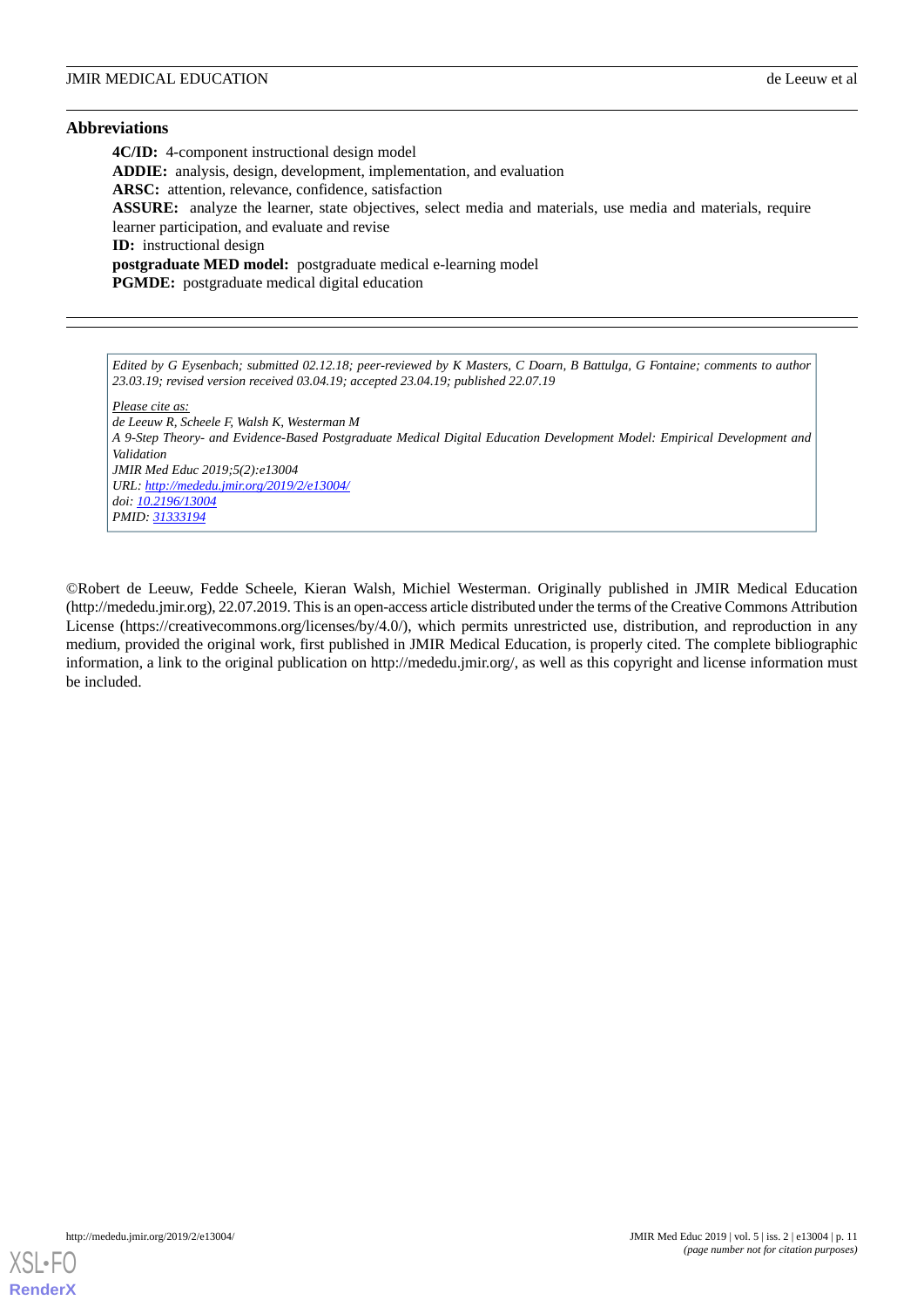## Abbreviations

**4C/ID:** 4-component instructional design model
**ADDIE:** analysis, design, development, implementation, and evaluation
**ARSC:** attention, relevance, confidence, satisfaction
**ASSURE:** analyze the learner, state objectives, select media and materials, use media and materials, require learner participation, and evaluate and revise
**ID:** instructional design
**postgraduate MED model:** postgraduate medical e-learning model
**PGMDE:** postgraduate medical digital education

---

*Edited by G Eysenbach; submitted 02.12.18; peer-reviewed by K Masters, C Doarn, B Battulga, G Fontaine; comments to author 23.03.19; revised version received 03.04.19; accepted 23.04.19; published 22.07.19*

*Please cite as:*
*de Leeuw R, Scheele F, Walsh K, Westerman M*
*A 9-Step Theory- and Evidence-Based Postgraduate Medical Digital Education Development Model: Empirical Development and Validation*
*JMIR Med Educ 2019;5(2):e13004*
*URL: http://mededu.jmir.org/2019/2/e13004/*
*doi: 10.2196/13004*
*PMID: 31333194*

©Robert de Leeuw, Fedde Scheele, Kieran Walsh, Michiel Westerman. Originally published in JMIR Medical Education (http://mededu.jmir.org), 22.07.2019. This is an open-access article distributed under the terms of the Creative Commons Attribution License (https://creativecommons.org/licenses/by/4.0/), which permits unrestricted use, distribution, and reproduction in any medium, provided the original work, first published in JMIR Medical Education, is properly cited. The complete bibliographic information, a link to the original publication on http://mededu.jmir.org/, as well as this copyright and license information must be included.